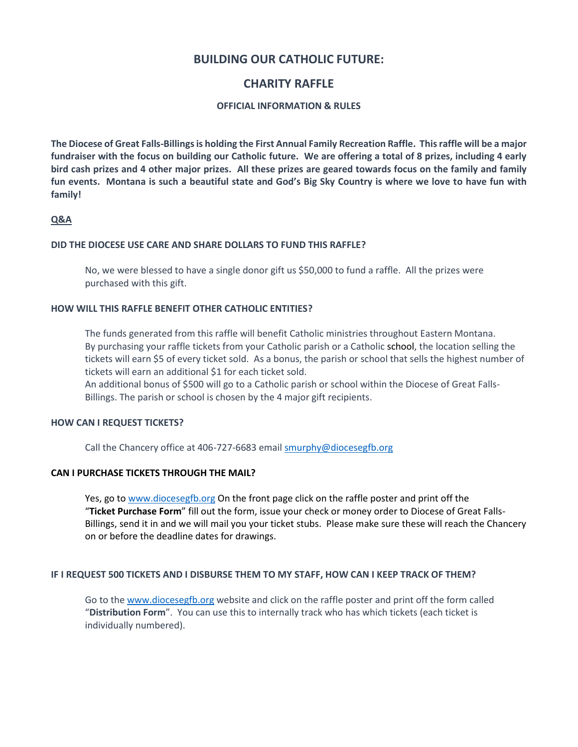# BUILDING OUR CATHOLIC FUTURE:

## CHARITY RAFFLE

### OFFICIAL INFORMATION & RULES

**The Diocese of Great Falls-Billings is holding the First Annual Family Recreation Raffle. This raffle will be a major fundraiser with the focus on building our Catholic future. We are offering a total of 8 prizes, including 4 early bird cash prizes and 4 other major prizes. All these prizes are geared towards focus on the family and family fun events. Montana is such a beautiful state and God's Big Sky Country is where we love to have fun with family!**

**Q&A**

**DID THE DIOCESE USE CARE AND SHARE DOLLARS TO FUND THIS RAFFLE?**

No, we were blessed to have a single donor gift us $50,000 to fund a raffle. All the prizes were purchased with this gift.

**HOW WILL THIS RAFFLE BENEFIT OTHER CATHOLIC ENTITIES?**

The funds generated from this raffle will benefit Catholic ministries throughout Eastern Montana. By purchasing your raffle tickets from your Catholic parish or a Catholic school, the location selling the tickets will earn $5 of every ticket sold. As a bonus, the parish or school that sells the highest number of tickets will earn an additional $1 for each ticket sold.
An additional bonus of $500 will go to a Catholic parish or school within the Diocese of Great Falls-Billings. The parish or school is chosen by the 4 major gift recipients.

**HOW CAN I REQUEST TICKETS?**

Call the Chancery office at 406-727-6683 email smurphy@diocesegfb.org

**CAN I PURCHASE TICKETS THROUGH THE MAIL?**

Yes, go to www.diocesegfb.org On the front page click on the raffle poster and print off the "**Ticket Purchase Form**" fill out the form, issue your check or money order to Diocese of Great Falls-Billings, send it in and we will mail you your ticket stubs. Please make sure these will reach the Chancery on or before the deadline dates for drawings.

**IF I REQUEST 500 TICKETS AND I DISBURSE THEM TO MY STAFF, HOW CAN I KEEP TRACK OF THEM?**

Go to the www.diocesegfb.org website and click on the raffle poster and print off the form called "**Distribution Form**". You can use this to internally track who has which tickets (each ticket is individually numbered).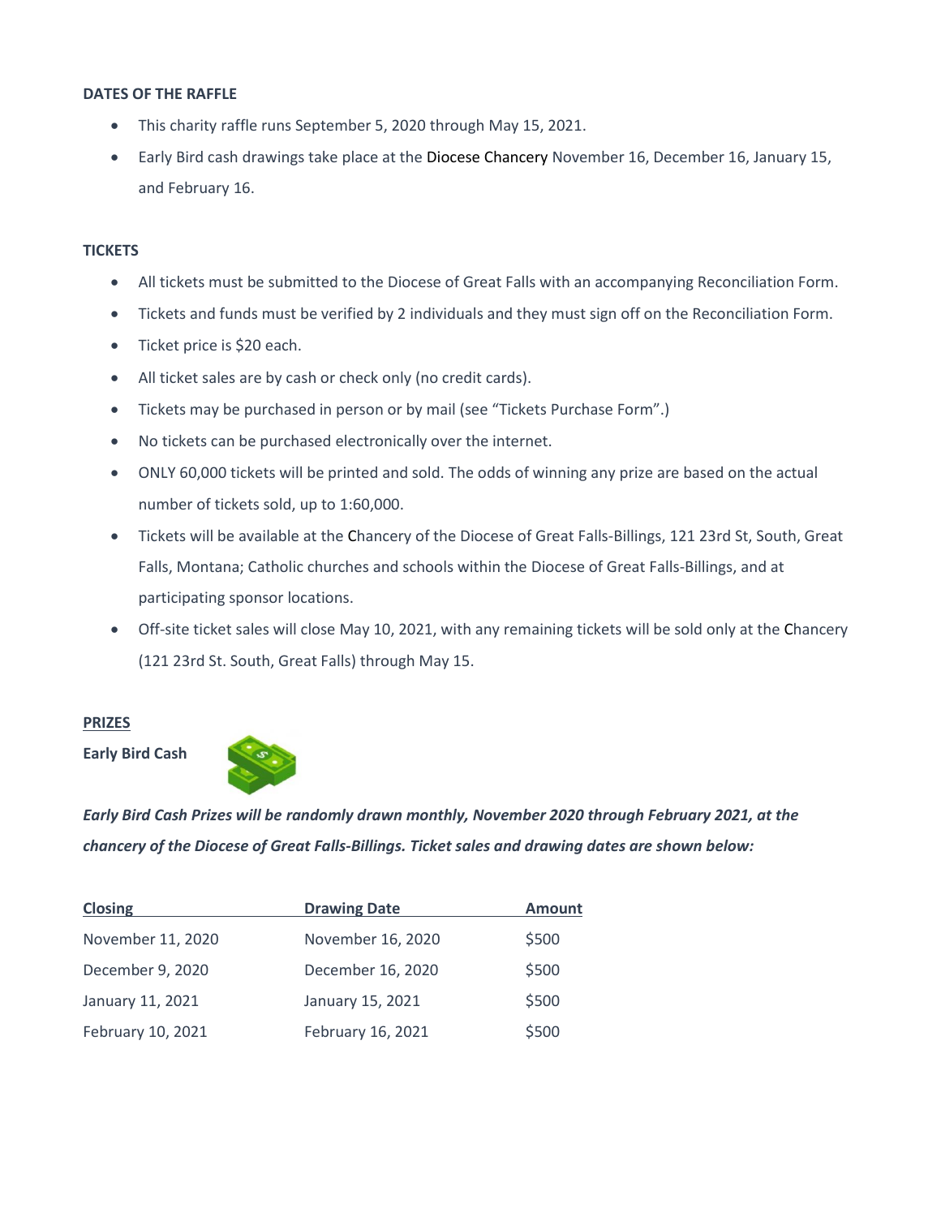**DATES OF THE RAFFLE**

- This charity raffle runs September 5, 2020 through May 15, 2021.
- Early Bird cash drawings take place at the Diocese Chancery November 16, December 16, January 15, and February 16.

**TICKETS**

- All tickets must be submitted to the Diocese of Great Falls with an accompanying Reconciliation Form.
- Tickets and funds must be verified by 2 individuals and they must sign off on the Reconciliation Form.
- Ticket price is $20 each.
- All ticket sales are by cash or check only (no credit cards).
- Tickets may be purchased in person or by mail (see "Tickets Purchase Form".)
- No tickets can be purchased electronically over the internet.
- ONLY 60,000 tickets will be printed and sold. The odds of winning any prize are based on the actual number of tickets sold, up to 1:60,000.
- Tickets will be available at the Chancery of the Diocese of Great Falls-Billings, 121 23rd St, South, Great Falls, Montana; Catholic churches and schools within the Diocese of Great Falls-Billings, and at participating sponsor locations.
- Off-site ticket sales will close May 10, 2021, with any remaining tickets will be sold only at the Chancery (121 23rd St. South, Great Falls) through May 15.

**PRIZES**

**Early Bird Cash**

***Early Bird Cash Prizes will be randomly drawn monthly, November 2020 through February 2021, at the chancery of the Diocese of Great Falls-Billings. Ticket sales and drawing dates are shown below:***

| Closing | Drawing Date | Amount |
|---|---|---|
| November 11, 2020 | November 16, 2020 | $500 |
| December 9, 2020 | December 16, 2020 | $500 |
| January 11, 2021 | January 15, 2021 | $500 |
| February 10, 2021 | February 16, 2021 | $500 |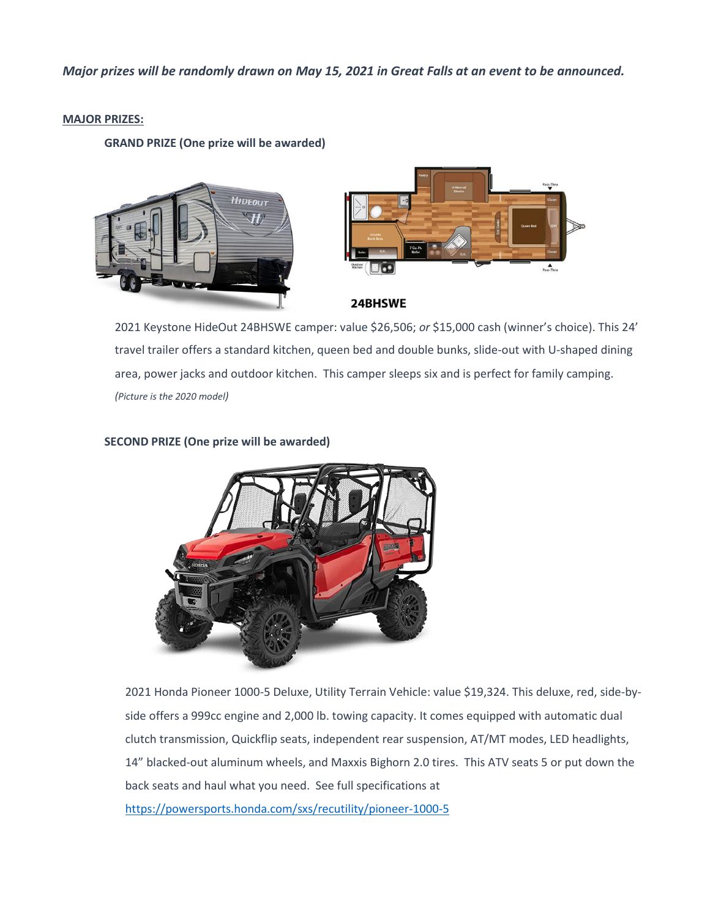***Major prizes will be randomly drawn on May 15, 2021 in Great Falls at an event to be announced.***

**MAJOR PRIZES:**

**GRAND PRIZE (One prize will be awarded)**

24BHSWE

2021 Keystone HideOut 24BHSWE camper: value $26,506; *or* $15,000 cash (winner's choice). This 24' travel trailer offers a standard kitchen, queen bed and double bunks, slide-out with U-shaped dining area, power jacks and outdoor kitchen. This camper sleeps six and is perfect for family camping. *(Picture is the 2020 model)*

**SECOND PRIZE (One prize will be awarded)**

2021 Honda Pioneer 1000-5 Deluxe, Utility Terrain Vehicle: value $19,324. This deluxe, red, side-by-side offers a 999cc engine and 2,000 lb. towing capacity. It comes equipped with automatic dual clutch transmission, Quickflip seats, independent rear suspension, AT/MT modes, LED headlights, 14" blacked-out aluminum wheels, and Maxxis Bighorn 2.0 tires. This ATV seats 5 or put down the back seats and haul what you need. See full specifications at https://powersports.honda.com/sxs/recutility/pioneer-1000-5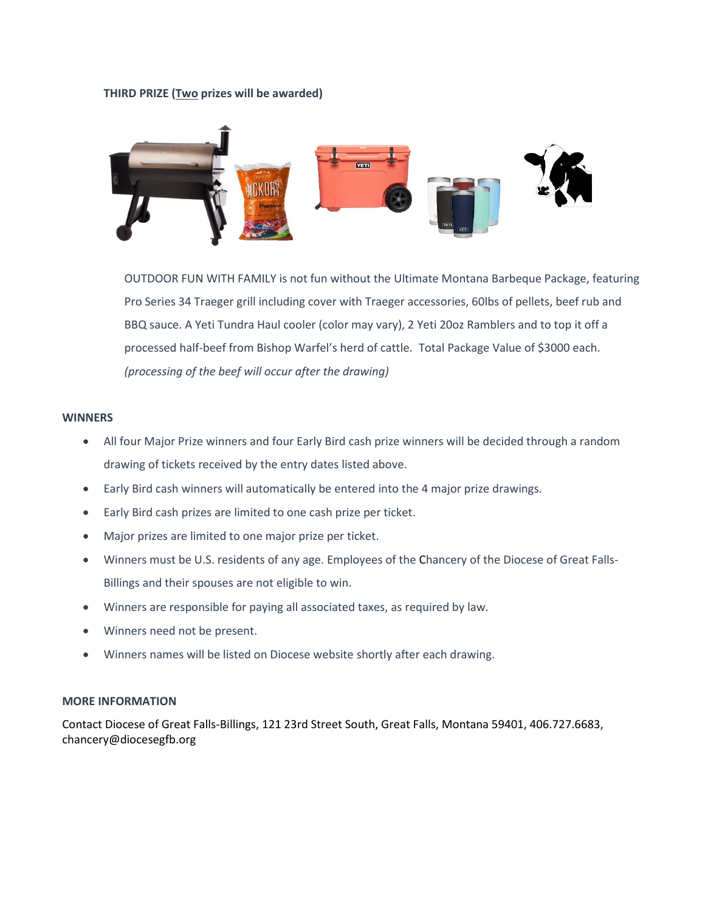**THIRD PRIZE (<u>Two</u> prizes will be awarded)**

OUTDOOR FUN WITH FAMILY is not fun without the Ultimate Montana Barbeque Package, featuring Pro Series 34 Traeger grill including cover with Traeger accessories, 60lbs of pellets, beef rub and BBQ sauce. A Yeti Tundra Haul cooler (color may vary), 2 Yeti 20oz Ramblers and to top it off a processed half-beef from Bishop Warfel's herd of cattle. Total Package Value of $3000 each. *(processing of the beef will occur after the drawing)*

**WINNERS**

- All four Major Prize winners and four Early Bird cash prize winners will be decided through a random drawing of tickets received by the entry dates listed above.
- Early Bird cash winners will automatically be entered into the 4 major prize drawings.
- Early Bird cash prizes are limited to one cash prize per ticket.
- Major prizes are limited to one major prize per ticket.
- Winners must be U.S. residents of any age. Employees of the Chancery of the Diocese of Great Falls-Billings and their spouses are not eligible to win.
- Winners are responsible for paying all associated taxes, as required by law.
- Winners need not be present.
- Winners names will be listed on Diocese website shortly after each drawing.

**MORE INFORMATION**

Contact Diocese of Great Falls-Billings, 121 23rd Street South, Great Falls, Montana 59401, 406.727.6683, chancery@diocesegfb.org